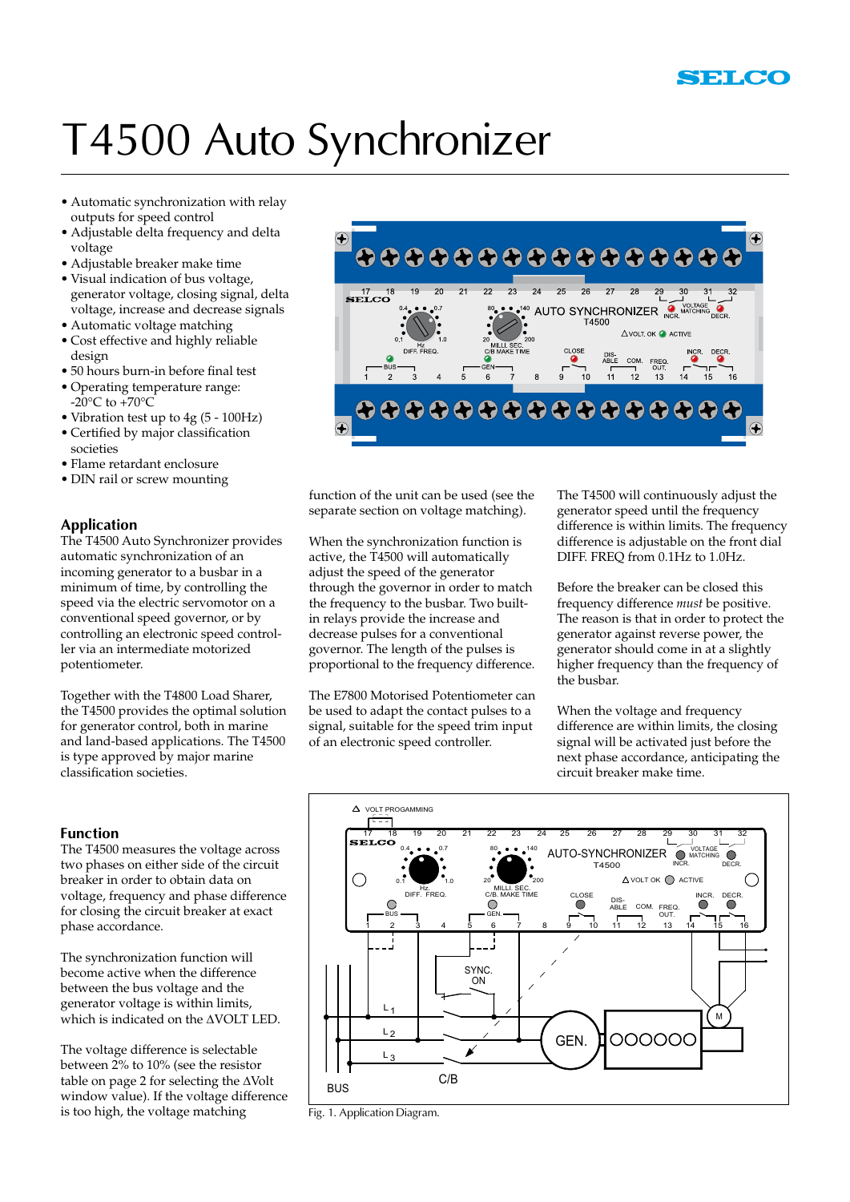# T4500 Auto Synchronizer

- Automatic synchronization with relay outputs for speed control
- Adjustable delta frequency and delta voltage
- Adjustable breaker make time
- Visual indication of bus voltage, generator voltage, closing signal, delta voltage, increase and decrease signals
- Automatic voltage matching
- Cost effective and highly reliable design
- 50 hours burn-in before final test
- Operating temperature range: -20°C to +70°C
- Vibration test up to 4g (5 - 100Hz)
- Certified by major classification societies
- Flame retardant enclosure
- DIN rail or screw mounting

## Application

The T4500 Auto Synchronizer provides automatic synchronization of an incoming generator to a busbar in a minimum of time, by controlling the speed via the electric servomotor on a conventional speed governor, or by controlling an electronic speed controller via an intermediate motorized potentiometer.

Together with the T4800 Load Sharer, the T4500 provides the optimal solution for generator control, both in marine and land-based applications. The T4500 is type approved by major marine classification societies.

## Function

The T4500 measures the voltage across two phases on either side of the circuit breaker in order to obtain data on voltage, frequency and phase difference for closing the circuit breaker at exact phase accordance.

The synchronization function will become active when the difference between the bus voltage and the generator voltage is within limits, which is indicated on the ΔVOLT LED.

The voltage difference is selectable between 2% to 10% (see the resistor table on page 2 for selecting the ΔVolt window value). If the voltage difference is too high, the voltage matching function of the unit can be used (see the separate section on voltage matching).

When the synchronization function is active, the T4500 will automatically adjust the speed of the generator through the governor in order to match the frequency to the busbar. Two built-in relays provide the increase and decrease pulses for a conventional governor. The length of the pulses is proportional to the frequency difference.

The E7800 Motorised Potentiometer can be used to adapt the contact pulses to a signal, suitable for the speed trim input of an electronic speed controller.

The T4500 will continuously adjust the generator speed until the frequency difference is within limits. The frequency difference is adjustable on the front dial DIFF. FREQ from 0.1Hz to 1.0Hz.

Before the breaker can be closed this frequency difference *must* be positive. The reason is that in order to protect the generator against reverse power, the generator should come in at a slightly higher frequency than the frequency of the busbar.

When the voltage and frequency difference are within limits, the closing signal will be activated just before the next phase accordance, anticipating the circuit breaker make time.

Fig. 1. Application Diagram.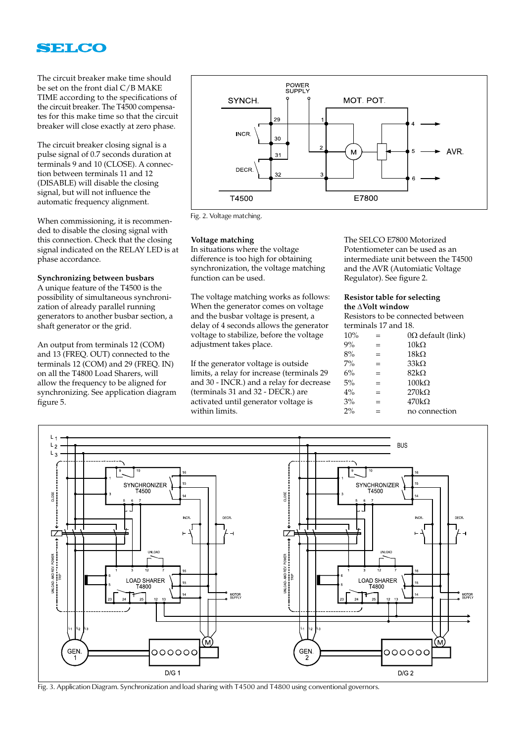The circuit breaker make time should be set on the front dial C/B MAKE TIME according to the specifications of the circuit breaker. The T4500 compensates for this make time so that the circuit breaker will close exactly at zero phase.

The circuit breaker closing signal is a pulse signal of 0.7 seconds duration at terminals 9 and 10 (CLOSE). A connection between terminals 11 and 12 (DISABLE) will disable the closing signal, but will not influence the automatic frequency alignment.

When commissioning, it is recommended to disable the closing signal with this connection. Check that the closing signal indicated on the RELAY LED is at phase accordance.

**Synchronizing between busbars**
A unique feature of the T4500 is the possibility of simultaneous synchronization of already parallel running generators to another busbar section, a shaft generator or the grid.

An output from terminals 12 (COM) and 13 (FREQ. OUT) connected to the terminals 12 (COM) and 29 (FREQ. IN) on all the T4800 Load Sharers, will allow the frequency to be aligned for synchronizing. See application diagram figure 5.

Fig. 2. Voltage matching.

**Voltage matching**
In situations where the voltage difference is too high for obtaining synchronization, the voltage matching function can be used.

The voltage matching works as follows: When the generator comes on voltage and the busbar voltage is present, a delay of 4 seconds allows the generator voltage to stabilize, before the voltage adjustment takes place.

If the generator voltage is outside limits, a relay for increase (terminals 29 and 30 - INCR.) and a relay for decrease (terminals 31 and 32 - DECR.) are activated until generator voltage is within limits.

The SELCO E7800 Motorized Potentiometer can be used as an intermediate unit between the T4500 and the AVR (Automatic Voltage Regulator). See figure 2.

**Resistor table for selecting the ΔVolt window**
Resistors to be connected between terminals 17 and 18.

| | | |
|---|---|---|
| 10% | = | 0Ω default (link) |
| 9% | = | 10kΩ |
| 8% | = | 18kΩ |
| 7% | = | 33kΩ |
| 6% | = | 82kΩ |
| 5% | = | 100kΩ |
| 4% | = | 270kΩ |
| 3% | = | 470kΩ |
| 2% | = | no connection |

Fig. 3. Application Diagram. Synchronization and load sharing with T4500 and T4800 using conventional governors.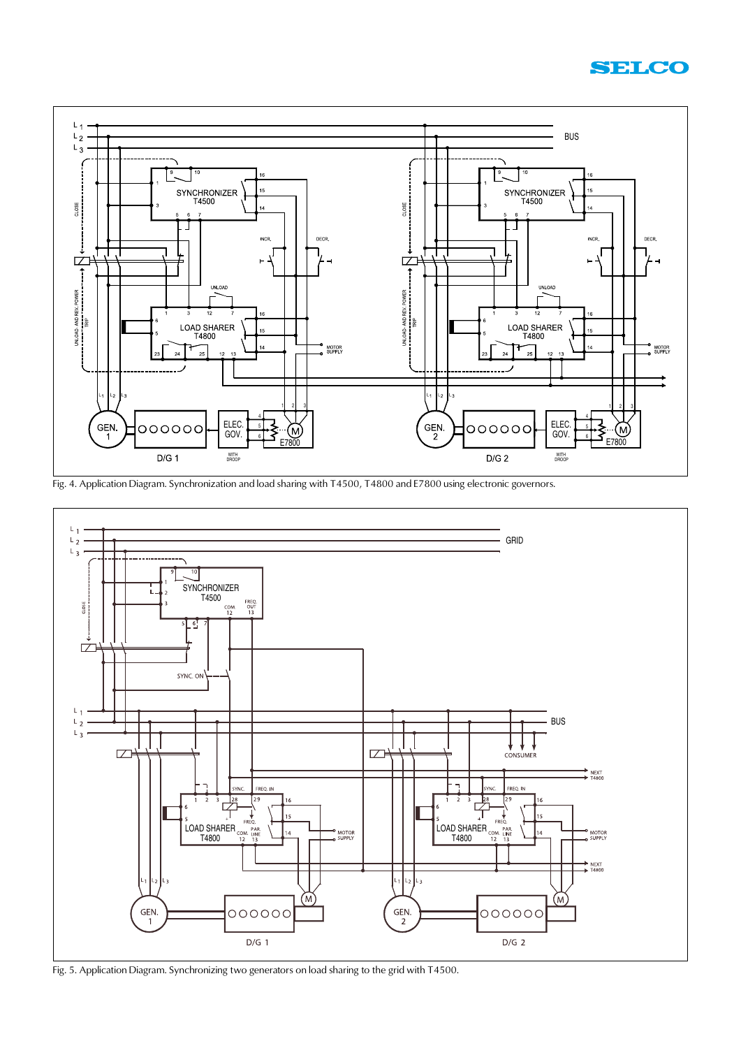Fig. 4. Application Diagram. Synchronization and load sharing with T4500, T4800 and E7800 using electronic governors.

Fig. 5. Application Diagram. Synchronizing two generators on load sharing to the grid with T4500.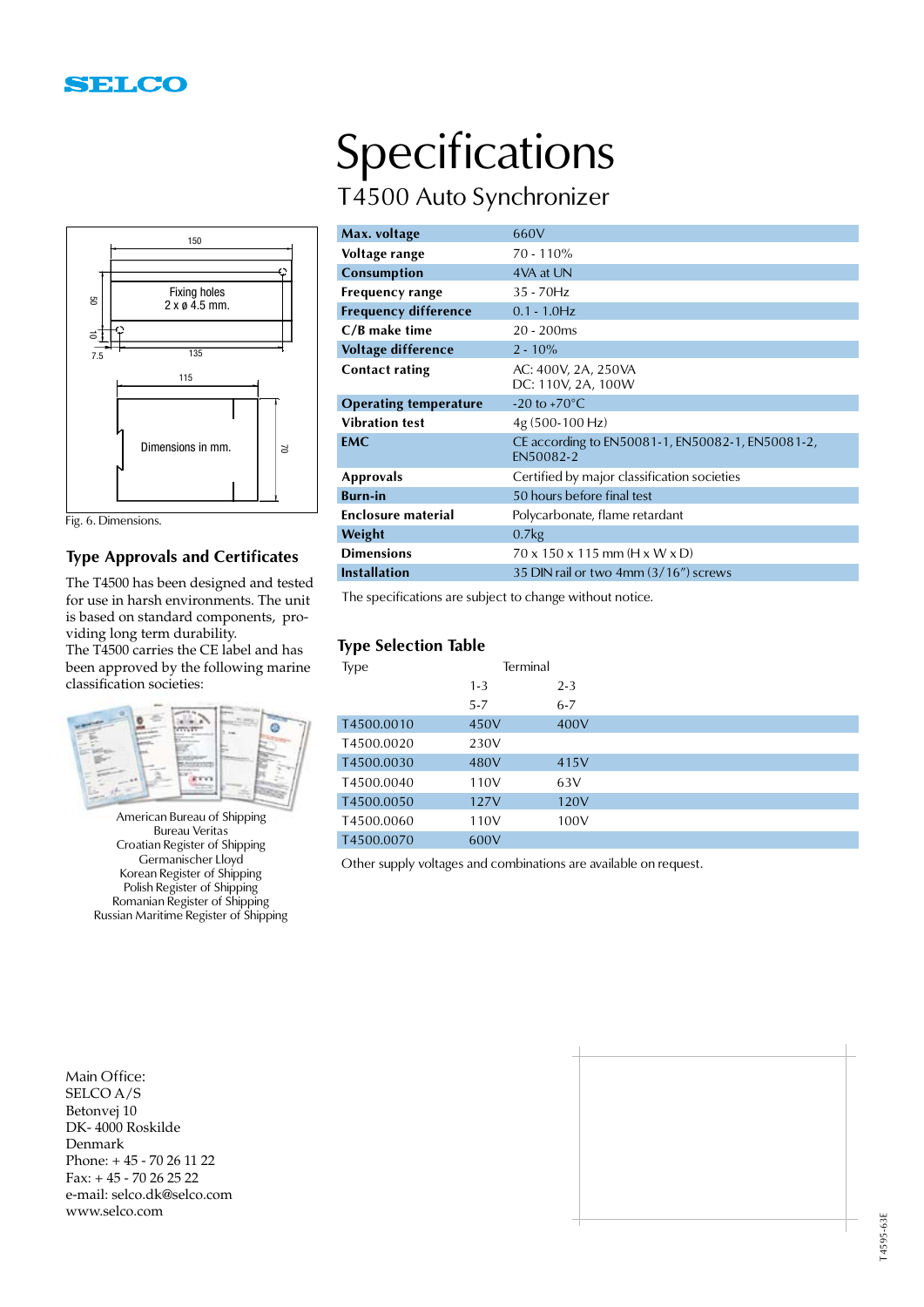SELCO

# Specifications

## T4500 Auto Synchronizer

| | |
|---|---|
| **Max. voltage** | 660V |
| **Voltage range** | 70 - 110% |
| **Consumption** | 4VA at UN |
| **Frequency range** | 35 - 70Hz |
| **Frequency difference** | 0.1 - 1.0Hz |
| **C/B make time** | 20 - 200ms |
| **Voltage difference** | 2 - 10% |
| **Contact rating** | AC: 400V, 2A, 250VA<br>DC: 110V, 2A, 100W |
| **Operating temperature** | -20 to +70°C |
| **Vibration test** | 4g (500-100 Hz) |
| **EMC** | CE according to EN50081-1, EN50082-1, EN50081-2, EN50082-2 |
| **Approvals** | Certified by major classification societies |
| **Burn-in** | 50 hours before final test |
| **Enclosure material** | Polycarbonate, flame retardant |
| **Weight** | 0.7kg |
| **Dimensions** | 70 x 150 x 115 mm (H x W x D) |
| **Installation** | 35 DIN rail or two 4mm (3/16") screws |

The specifications are subject to change without notice.

150

50

10

7.5

Fixing holes
2 x ø 4.5 mm.

135

115

Dimensions in mm.

70

Fig. 6. Dimensions.

### Type Approvals and Certificates

The T4500 has been designed and tested for use in harsh environments. The unit is based on standard components, providing long term durability.
The T4500 carries the CE label and has been approved by the following marine classification societies:

American Bureau of Shipping
Bureau Veritas
Croatian Register of Shipping
Germanischer Lloyd
Korean Register of Shipping
Polish Register of Shipping
Romanian Register of Shipping
Russian Maritime Register of Shipping

### Type Selection Table

| Type | Terminal | |
|---|---|---|
| | 1-3 | 2-3 |
| | 5-7 | 6-7 |
| T4500.0010 | 450V | 400V |
| T4500.0020 | 230V | |
| T4500.0030 | 480V | 415V |
| T4500.0040 | 110V | 63V |
| T4500.0050 | 127V | 120V |
| T4500.0060 | 110V | 100V |
| T4500.0070 | 600V | |

Other supply voltages and combinations are available on request.

Main Office:
SELCO A/S
Betonvej 10
DK- 4000 Roskilde
Denmark
Phone: + 45 - 70 26 11 22
Fax: + 45 - 70 26 25 22
e-mail: selco.dk@selco.com
www.selco.com

T4595-63E